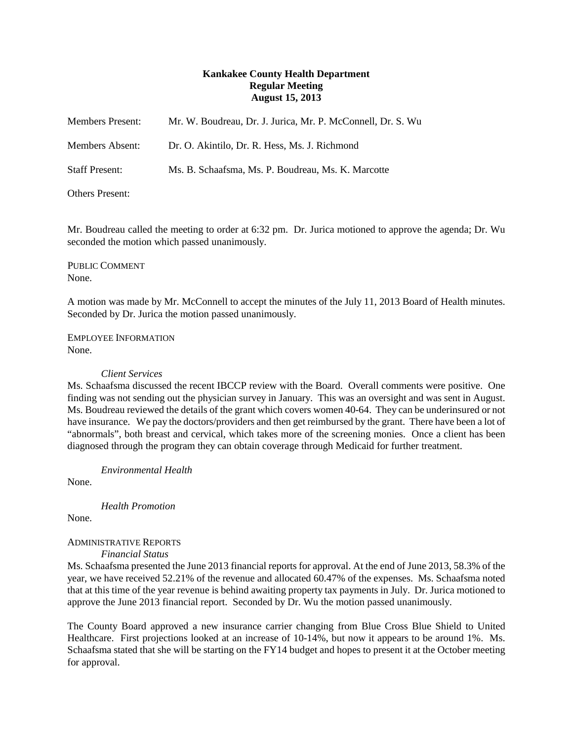**Kankakee County Health Department**
**Regular Meeting**
**August 15, 2013**

Members Present: Mr. W. Boudreau, Dr. J. Jurica, Mr. P. McConnell, Dr. S. Wu

Members Absent: Dr. O. Akintilo, Dr. R. Hess, Ms. J. Richmond

Staff Present: Ms. B. Schaafsma, Ms. P. Boudreau, Ms. K. Marcotte

Others Present:

Mr. Boudreau called the meeting to order at 6:32 pm. Dr. Jurica motioned to approve the agenda; Dr. Wu seconded the motion which passed unanimously.

PUBLIC COMMENT
None.

A motion was made by Mr. McConnell to accept the minutes of the July 11, 2013 Board of Health minutes. Seconded by Dr. Jurica the motion passed unanimously.

EMPLOYEE INFORMATION
None.

*Client Services*

Ms. Schaafsma discussed the recent IBCCP review with the Board. Overall comments were positive. One finding was not sending out the physician survey in January. This was an oversight and was sent in August. Ms. Boudreau reviewed the details of the grant which covers women 40-64. They can be underinsured or not have insurance. We pay the doctors/providers and then get reimbursed by the grant. There have been a lot of "abnormals", both breast and cervical, which takes more of the screening monies. Once a client has been diagnosed through the program they can obtain coverage through Medicaid for further treatment.

*Environmental Health*

None.

*Health Promotion*

None.

ADMINISTRATIVE REPORTS

*Financial Status*

Ms. Schaafsma presented the June 2013 financial reports for approval. At the end of June 2013, 58.3% of the year, we have received 52.21% of the revenue and allocated 60.47% of the expenses. Ms. Schaafsma noted that at this time of the year revenue is behind awaiting property tax payments in July. Dr. Jurica motioned to approve the June 2013 financial report. Seconded by Dr. Wu the motion passed unanimously.

The County Board approved a new insurance carrier changing from Blue Cross Blue Shield to United Healthcare. First projections looked at an increase of 10-14%, but now it appears to be around 1%. Ms. Schaafsma stated that she will be starting on the FY14 budget and hopes to present it at the October meeting for approval.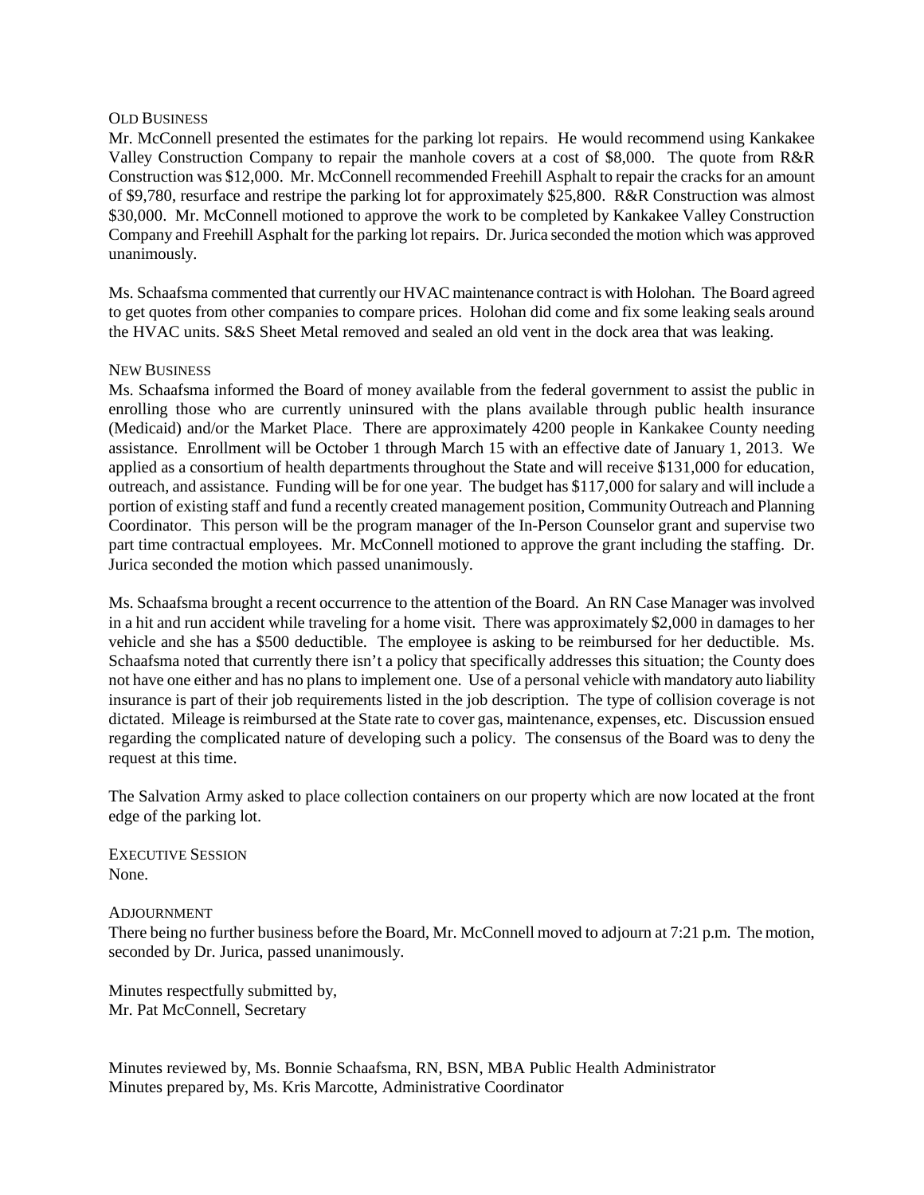## Old Business

Mr. McConnell presented the estimates for the parking lot repairs. He would recommend using Kankakee Valley Construction Company to repair the manhole covers at a cost of $8,000. The quote from R&R Construction was $12,000. Mr. McConnell recommended Freehill Asphalt to repair the cracks for an amount of $9,780, resurface and restripe the parking lot for approximately $25,800. R&R Construction was almost $30,000. Mr. McConnell motioned to approve the work to be completed by Kankakee Valley Construction Company and Freehill Asphalt for the parking lot repairs. Dr. Jurica seconded the motion which was approved unanimously.

Ms. Schaafsma commented that currently our HVAC maintenance contract is with Holohan. The Board agreed to get quotes from other companies to compare prices. Holohan did come and fix some leaking seals around the HVAC units. S&S Sheet Metal removed and sealed an old vent in the dock area that was leaking.

## New Business

Ms. Schaafsma informed the Board of money available from the federal government to assist the public in enrolling those who are currently uninsured with the plans available through public health insurance (Medicaid) and/or the Market Place. There are approximately 4200 people in Kankakee County needing assistance. Enrollment will be October 1 through March 15 with an effective date of January 1, 2013. We applied as a consortium of health departments throughout the State and will receive $131,000 for education, outreach, and assistance. Funding will be for one year. The budget has $117,000 for salary and will include a portion of existing staff and fund a recently created management position, Community Outreach and Planning Coordinator. This person will be the program manager of the In-Person Counselor grant and supervise two part time contractual employees. Mr. McConnell motioned to approve the grant including the staffing. Dr. Jurica seconded the motion which passed unanimously.

Ms. Schaafsma brought a recent occurrence to the attention of the Board. An RN Case Manager was involved in a hit and run accident while traveling for a home visit. There was approximately $2,000 in damages to her vehicle and she has a $500 deductible. The employee is asking to be reimbursed for her deductible. Ms. Schaafsma noted that currently there isn't a policy that specifically addresses this situation; the County does not have one either and has no plans to implement one. Use of a personal vehicle with mandatory auto liability insurance is part of their job requirements listed in the job description. The type of collision coverage is not dictated. Mileage is reimbursed at the State rate to cover gas, maintenance, expenses, etc. Discussion ensued regarding the complicated nature of developing such a policy. The consensus of the Board was to deny the request at this time.

The Salvation Army asked to place collection containers on our property which are now located at the front edge of the parking lot.

## Executive Session

None.

## Adjournment

There being no further business before the Board, Mr. McConnell moved to adjourn at 7:21 p.m. The motion, seconded by Dr. Jurica, passed unanimously.

Minutes respectfully submitted by,
Mr. Pat McConnell, Secretary

Minutes reviewed by, Ms. Bonnie Schaafsma, RN, BSN, MBA Public Health Administrator
Minutes prepared by, Ms. Kris Marcotte, Administrative Coordinator